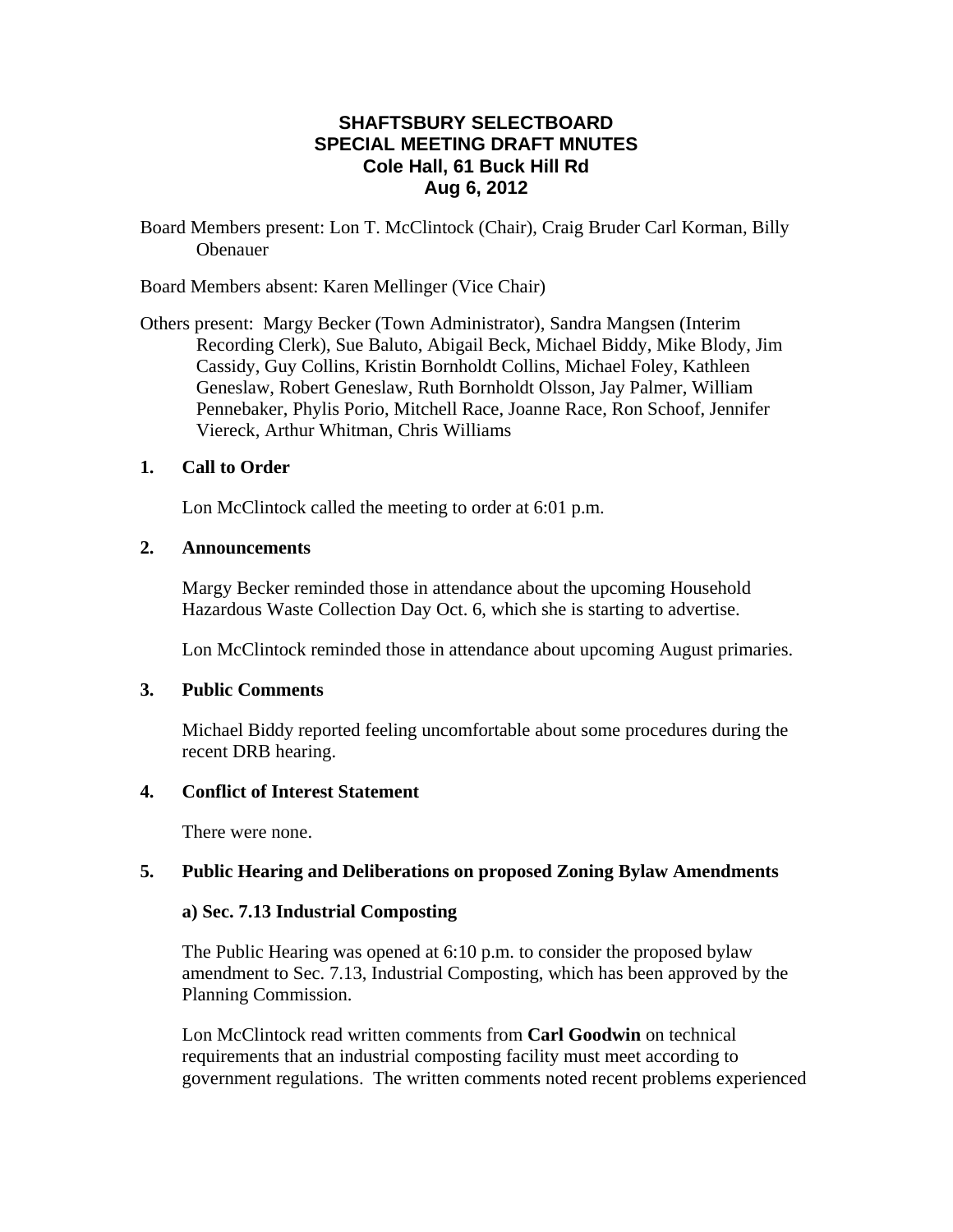# SHAFTSBURY SELECTBOARD
## SPECIAL MEETING DRAFT MNUTES
### Cole Hall, 61 Buck Hill Rd
### Aug 6, 2012

Board Members present: Lon T. McClintock (Chair), Craig Bruder Carl Korman, Billy Obenauer

Board Members absent: Karen Mellinger (Vice Chair)

Others present: Margy Becker (Town Administrator), Sandra Mangsen (Interim Recording Clerk), Sue Baluto, Abigail Beck, Michael Biddy, Mike Blody, Jim Cassidy, Guy Collins, Kristin Bornholdt Collins, Michael Foley, Kathleen Geneslaw, Robert Geneslaw, Ruth Bornholdt Olsson, Jay Palmer, William Pennebaker, Phylis Porio, Mitchell Race, Joanne Race, Ron Schoof, Jennifer Viereck, Arthur Whitman, Chris Williams

**1. Call to Order**

Lon McClintock called the meeting to order at 6:01 p.m.

**2. Announcements**

Margy Becker reminded those in attendance about the upcoming Household Hazardous Waste Collection Day Oct. 6, which she is starting to advertise.

Lon McClintock reminded those in attendance about upcoming August primaries.

**3. Public Comments**

Michael Biddy reported feeling uncomfortable about some procedures during the recent DRB hearing.

**4. Conflict of Interest Statement**

There were none.

**5. Public Hearing and Deliberations on proposed Zoning Bylaw Amendments**

**a) Sec. 7.13 Industrial Composting**

The Public Hearing was opened at 6:10 p.m. to consider the proposed bylaw amendment to Sec. 7.13, Industrial Composting, which has been approved by the Planning Commission.

Lon McClintock read written comments from **Carl Goodwin** on technical requirements that an industrial composting facility must meet according to government regulations. The written comments noted recent problems experienced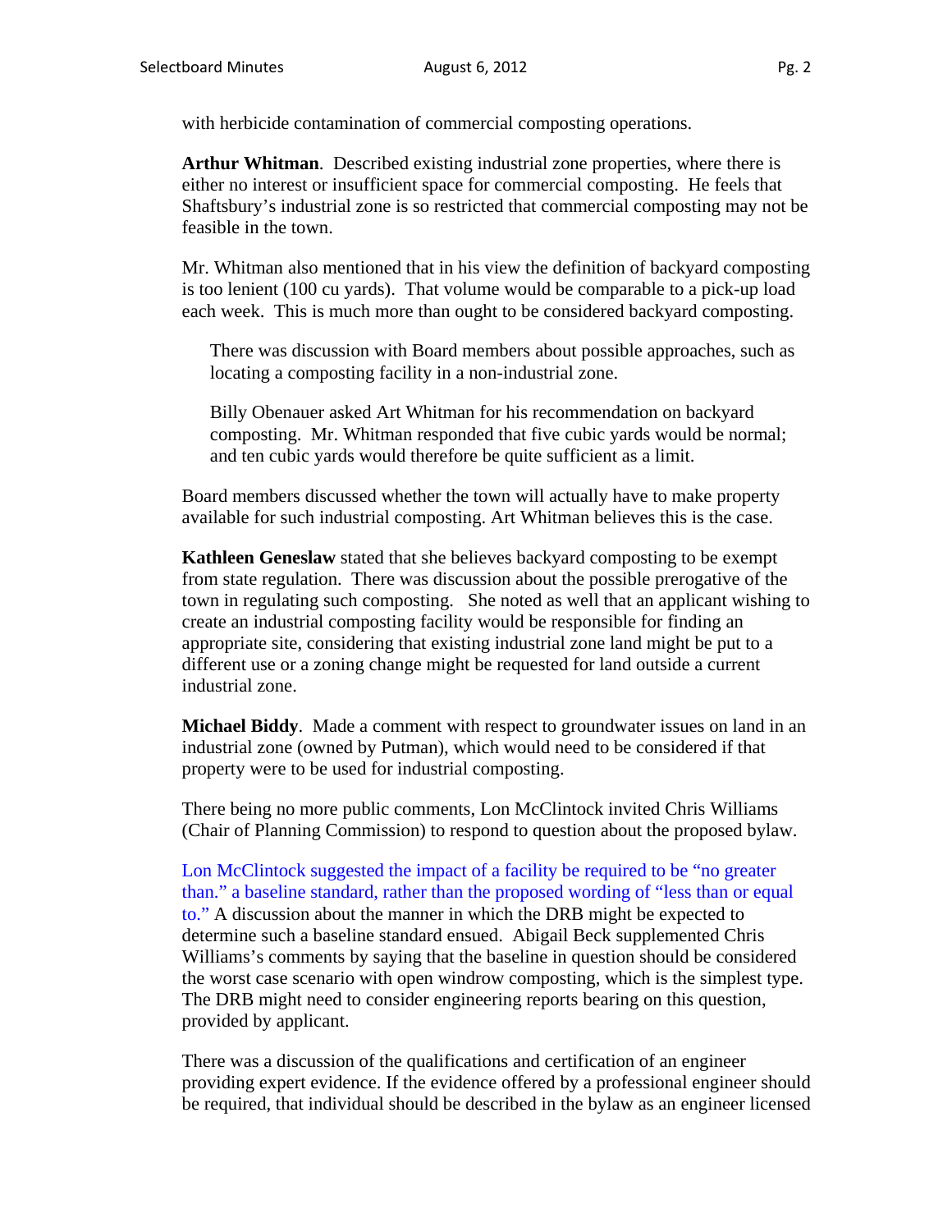with herbicide contamination of commercial composting operations.

**Arthur Whitman**. Described existing industrial zone properties, where there is either no interest or insufficient space for commercial composting. He feels that Shaftsbury's industrial zone is so restricted that commercial composting may not be feasible in the town.

Mr. Whitman also mentioned that in his view the definition of backyard composting is too lenient (100 cu yards). That volume would be comparable to a pick-up load each week. This is much more than ought to be considered backyard composting.

> There was discussion with Board members about possible approaches, such as locating a composting facility in a non-industrial zone.
>
> Billy Obenauer asked Art Whitman for his recommendation on backyard composting. Mr. Whitman responded that five cubic yards would be normal; and ten cubic yards would therefore be quite sufficient as a limit.

Board members discussed whether the town will actually have to make property available for such industrial composting. Art Whitman believes this is the case.

**Kathleen Geneslaw** stated that she believes backyard composting to be exempt from state regulation. There was discussion about the possible prerogative of the town in regulating such composting. She noted as well that an applicant wishing to create an industrial composting facility would be responsible for finding an appropriate site, considering that existing industrial zone land might be put to a different use or a zoning change might be requested for land outside a current industrial zone.

**Michael Biddy**. Made a comment with respect to groundwater issues on land in an industrial zone (owned by Putman), which would need to be considered if that property were to be used for industrial composting.

There being no more public comments, Lon McClintock invited Chris Williams (Chair of Planning Commission) to respond to question about the proposed bylaw.

Lon McClintock suggested the impact of a facility be required to be "no greater than." a baseline standard, rather than the proposed wording of "less than or equal to." A discussion about the manner in which the DRB might be expected to determine such a baseline standard ensued. Abigail Beck supplemented Chris Williams's comments by saying that the baseline in question should be considered the worst case scenario with open windrow composting, which is the simplest type. The DRB might need to consider engineering reports bearing on this question, provided by applicant.

There was a discussion of the qualifications and certification of an engineer providing expert evidence. If the evidence offered by a professional engineer should be required, that individual should be described in the bylaw as an engineer licensed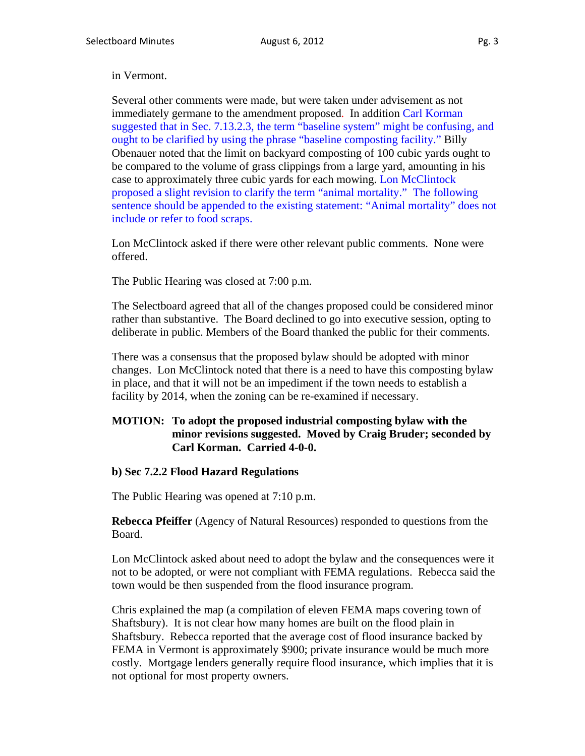in Vermont.

Several other comments were made, but were taken under advisement as not immediately germane to the amendment proposed. In addition Carl Korman suggested that in Sec. 7.13.2.3, the term "baseline system" might be confusing, and ought to be clarified by using the phrase "baseline composting facility." Billy Obenauer noted that the limit on backyard composting of 100 cubic yards ought to be compared to the volume of grass clippings from a large yard, amounting in his case to approximately three cubic yards for each mowing. Lon McClintock proposed a slight revision to clarify the term "animal mortality." The following sentence should be appended to the existing statement: "Animal mortality" does not include or refer to food scraps.

Lon McClintock asked if there were other relevant public comments. None were offered.

The Public Hearing was closed at 7:00 p.m.

The Selectboard agreed that all of the changes proposed could be considered minor rather than substantive. The Board declined to go into executive session, opting to deliberate in public. Members of the Board thanked the public for their comments.

There was a consensus that the proposed bylaw should be adopted with minor changes. Lon McClintock noted that there is a need to have this composting bylaw in place, and that it will not be an impediment if the town needs to establish a facility by 2014, when the zoning can be re-examined if necessary.

**MOTION: To adopt the proposed industrial composting bylaw with the minor revisions suggested. Moved by Craig Bruder; seconded by Carl Korman. Carried 4-0-0.**

**b) Sec 7.2.2 Flood Hazard Regulations**

The Public Hearing was opened at 7:10 p.m.

**Rebecca Pfeiffer** (Agency of Natural Resources) responded to questions from the Board.

Lon McClintock asked about need to adopt the bylaw and the consequences were it not to be adopted, or were not compliant with FEMA regulations. Rebecca said the town would be then suspended from the flood insurance program.

Chris explained the map (a compilation of eleven FEMA maps covering town of Shaftsbury). It is not clear how many homes are built on the flood plain in Shaftsbury. Rebecca reported that the average cost of flood insurance backed by FEMA in Vermont is approximately $900; private insurance would be much more costly. Mortgage lenders generally require flood insurance, which implies that it is not optional for most property owners.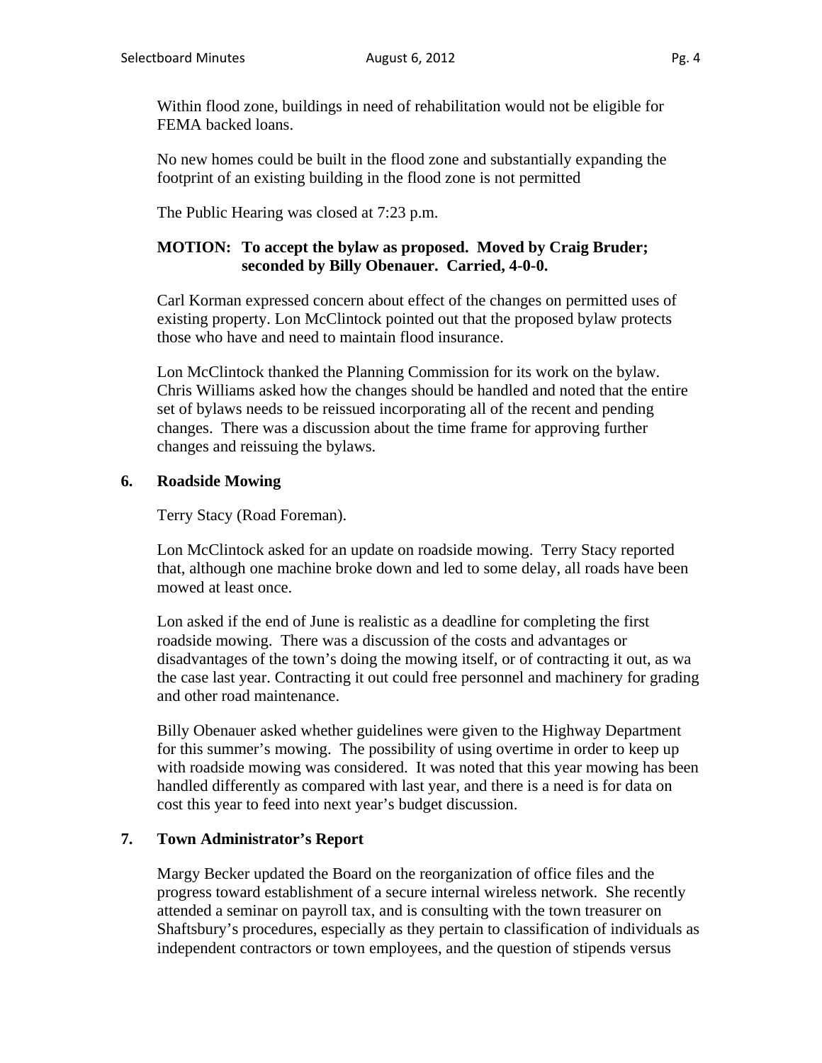Within flood zone, buildings in need of rehabilitation would not be eligible for FEMA backed loans.

No new homes could be built in the flood zone and substantially expanding the footprint of an existing building in the flood zone is not permitted

The Public Hearing was closed at 7:23 p.m.

**MOTION: To accept the bylaw as proposed. Moved by Craig Bruder; seconded by Billy Obenauer. Carried, 4-0-0.**

Carl Korman expressed concern about effect of the changes on permitted uses of existing property. Lon McClintock pointed out that the proposed bylaw protects those who have and need to maintain flood insurance.

Lon McClintock thanked the Planning Commission for its work on the bylaw. Chris Williams asked how the changes should be handled and noted that the entire set of bylaws needs to be reissued incorporating all of the recent and pending changes. There was a discussion about the time frame for approving further changes and reissuing the bylaws.

## 6. Roadside Mowing

Terry Stacy (Road Foreman).

Lon McClintock asked for an update on roadside mowing. Terry Stacy reported that, although one machine broke down and led to some delay, all roads have been mowed at least once.

Lon asked if the end of June is realistic as a deadline for completing the first roadside mowing. There was a discussion of the costs and advantages or disadvantages of the town's doing the mowing itself, or of contracting it out, as wa the case last year. Contracting it out could free personnel and machinery for grading and other road maintenance.

Billy Obenauer asked whether guidelines were given to the Highway Department for this summer's mowing. The possibility of using overtime in order to keep up with roadside mowing was considered. It was noted that this year mowing has been handled differently as compared with last year, and there is a need is for data on cost this year to feed into next year's budget discussion.

## 7. Town Administrator's Report

Margy Becker updated the Board on the reorganization of office files and the progress toward establishment of a secure internal wireless network. She recently attended a seminar on payroll tax, and is consulting with the town treasurer on Shaftsbury's procedures, especially as they pertain to classification of individuals as independent contractors or town employees, and the question of stipends versus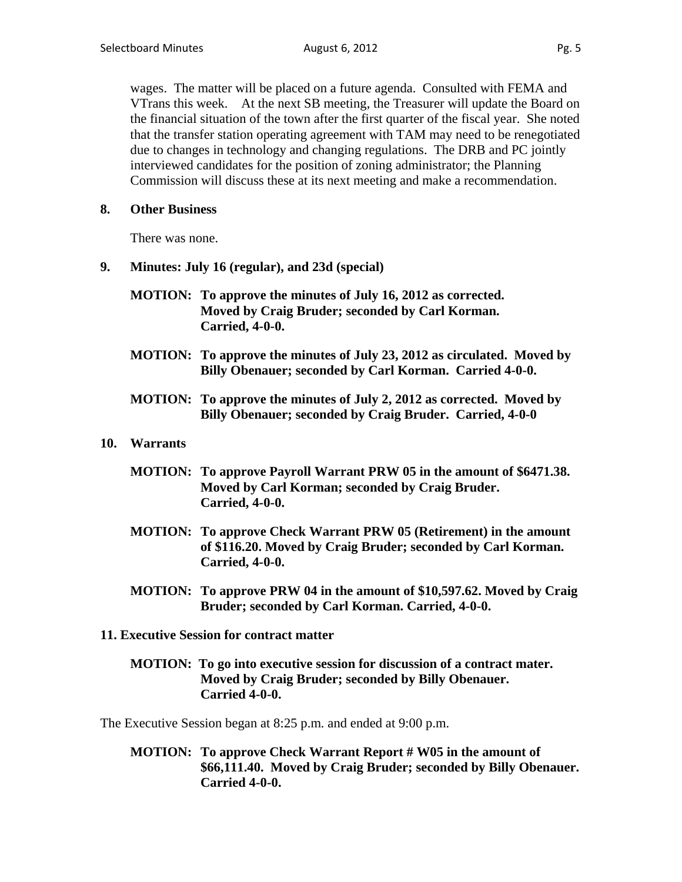wages. The matter will be placed on a future agenda. Consulted with FEMA and VTrans this week. At the next SB meeting, the Treasurer will update the Board on the financial situation of the town after the first quarter of the fiscal year. She noted that the transfer station operating agreement with TAM may need to be renegotiated due to changes in technology and changing regulations. The DRB and PC jointly interviewed candidates for the position of zoning administrator; the Planning Commission will discuss these at its next meeting and make a recommendation.

**8. Other Business**

There was none.

**9. Minutes: July 16 (regular), and 23d (special)**

**MOTION: To approve the minutes of July 16, 2012 as corrected. Moved by Craig Bruder; seconded by Carl Korman. Carried, 4-0-0.**

**MOTION: To approve the minutes of July 23, 2012 as circulated. Moved by Billy Obenauer; seconded by Carl Korman. Carried 4-0-0.**

**MOTION: To approve the minutes of July 2, 2012 as corrected. Moved by Billy Obenauer; seconded by Craig Bruder. Carried, 4-0-0**

**10. Warrants**

**MOTION: To approve Payroll Warrant PRW 05 in the amount of $6471.38. Moved by Carl Korman; seconded by Craig Bruder. Carried, 4-0-0.**

**MOTION: To approve Check Warrant PRW 05 (Retirement) in the amount of $116.20. Moved by Craig Bruder; seconded by Carl Korman. Carried, 4-0-0.**

**MOTION: To approve PRW 04 in the amount of $10,597.62. Moved by Craig Bruder; seconded by Carl Korman. Carried, 4-0-0.**

**11. Executive Session for contract matter**

**MOTION: To go into executive session for discussion of a contract mater. Moved by Craig Bruder; seconded by Billy Obenauer. Carried 4-0-0.**

The Executive Session began at 8:25 p.m. and ended at 9:00 p.m.

**MOTION: To approve Check Warrant Report # W05 in the amount of $66,111.40. Moved by Craig Bruder; seconded by Billy Obenauer. Carried 4-0-0.**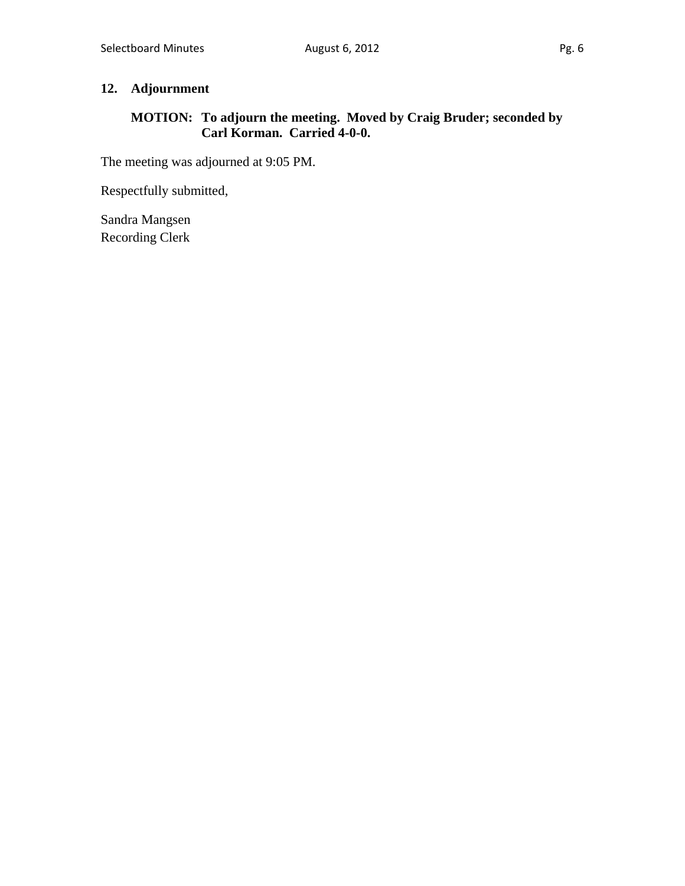## 12. Adjournment

**MOTION: To adjourn the meeting. Moved by Craig Bruder; seconded by Carl Korman. Carried 4-0-0.**

The meeting was adjourned at 9:05 PM.

Respectfully submitted,

Sandra Mangsen
Recording Clerk